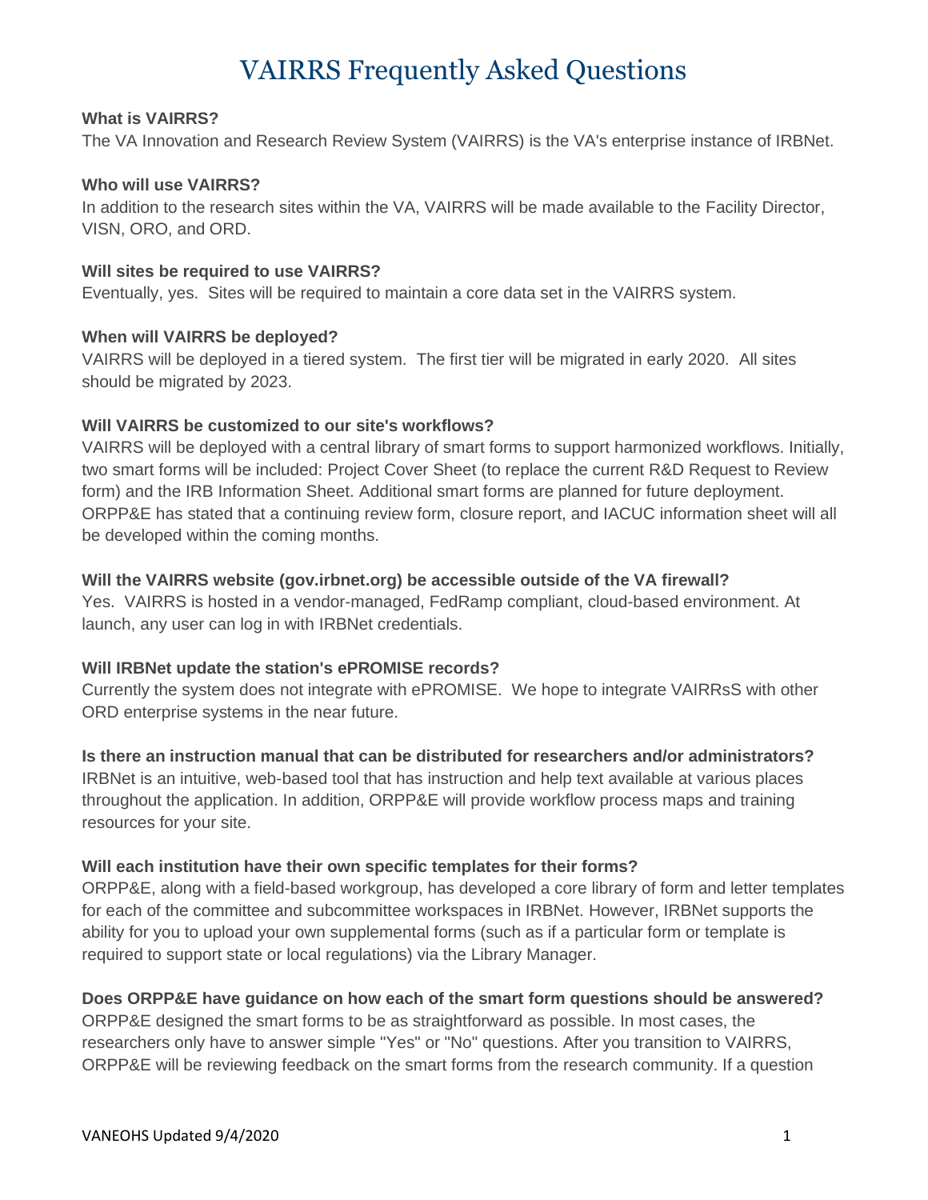# VAIRRS Frequently Asked Questions

**What is VAIRRS?**

The VA Innovation and Research Review System (VAIRRS) is the VA's enterprise instance of IRBNet.

**Who will use VAIRRS?**

In addition to the research sites within the VA, VAIRRS will be made available to the Facility Director, VISN, ORO, and ORD.

**Will sites be required to use VAIRRS?**

Eventually, yes. Sites will be required to maintain a core data set in the VAIRRS system.

**When will VAIRRS be deployed?**

VAIRRS will be deployed in a tiered system. The first tier will be migrated in early 2020. All sites should be migrated by 2023.

**Will VAIRRS be customized to our site's workflows?**

VAIRRS will be deployed with a central library of smart forms to support harmonized workflows. Initially, two smart forms will be included: Project Cover Sheet (to replace the current R&D Request to Review form) and the IRB Information Sheet. Additional smart forms are planned for future deployment. ORPP&E has stated that a continuing review form, closure report, and IACUC information sheet will all be developed within the coming months.

**Will the VAIRRS website (gov.irbnet.org) be accessible outside of the VA firewall?**

Yes. VAIRRS is hosted in a vendor-managed, FedRamp compliant, cloud-based environment. At launch, any user can log in with IRBNet credentials.

**Will IRBNet update the station's ePROMISE records?**

Currently the system does not integrate with ePROMISE. We hope to integrate VAIRRsS with other ORD enterprise systems in the near future.

**Is there an instruction manual that can be distributed for researchers and/or administrators?**

IRBNet is an intuitive, web-based tool that has instruction and help text available at various places throughout the application. In addition, ORPP&E will provide workflow process maps and training resources for your site.

**Will each institution have their own specific templates for their forms?**

ORPP&E, along with a field-based workgroup, has developed a core library of form and letter templates for each of the committee and subcommittee workspaces in IRBNet. However, IRBNet supports the ability for you to upload your own supplemental forms (such as if a particular form or template is required to support state or local regulations) via the Library Manager.

**Does ORPP&E have guidance on how each of the smart form questions should be answered?**

ORPP&E designed the smart forms to be as straightforward as possible. In most cases, the researchers only have to answer simple "Yes" or "No" questions. After you transition to VAIRRS, ORPP&E will be reviewing feedback on the smart forms from the research community. If a question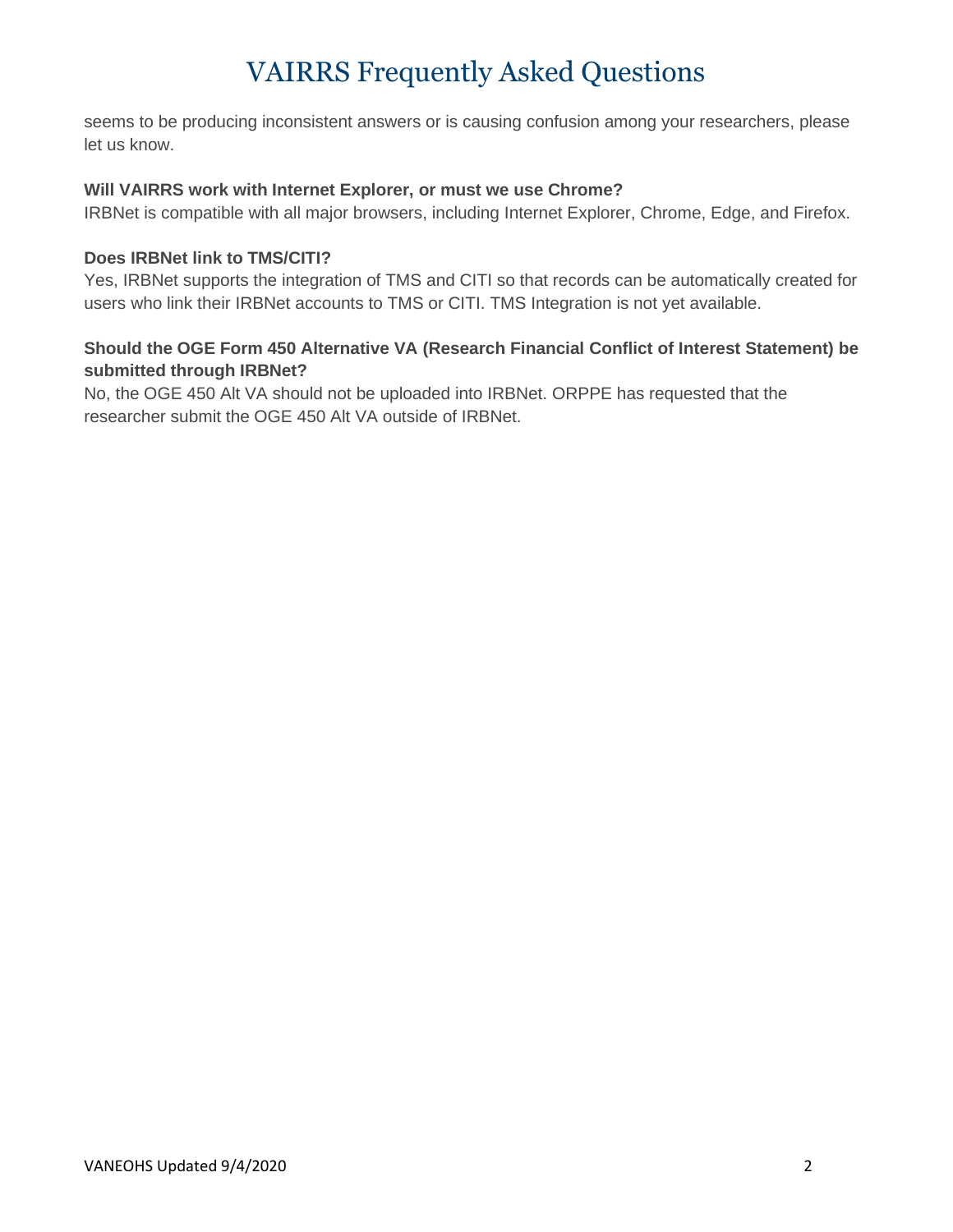seems to be producing inconsistent answers or is causing confusion among your researchers, please let us know.

**Will VAIRRS work with Internet Explorer, or must we use Chrome?**
IRBNet is compatible with all major browsers, including Internet Explorer, Chrome, Edge, and Firefox.

**Does IRBNet link to TMS/CITI?**
Yes, IRBNet supports the integration of TMS and CITI so that records can be automatically created for users who link their IRBNet accounts to TMS or CITI. TMS Integration is not yet available.

**Should the OGE Form 450 Alternative VA (Research Financial Conflict of Interest Statement) be submitted through IRBNet?**
No, the OGE 450 Alt VA should not be uploaded into IRBNet. ORPPE has requested that the researcher submit the OGE 450 Alt VA outside of IRBNet.